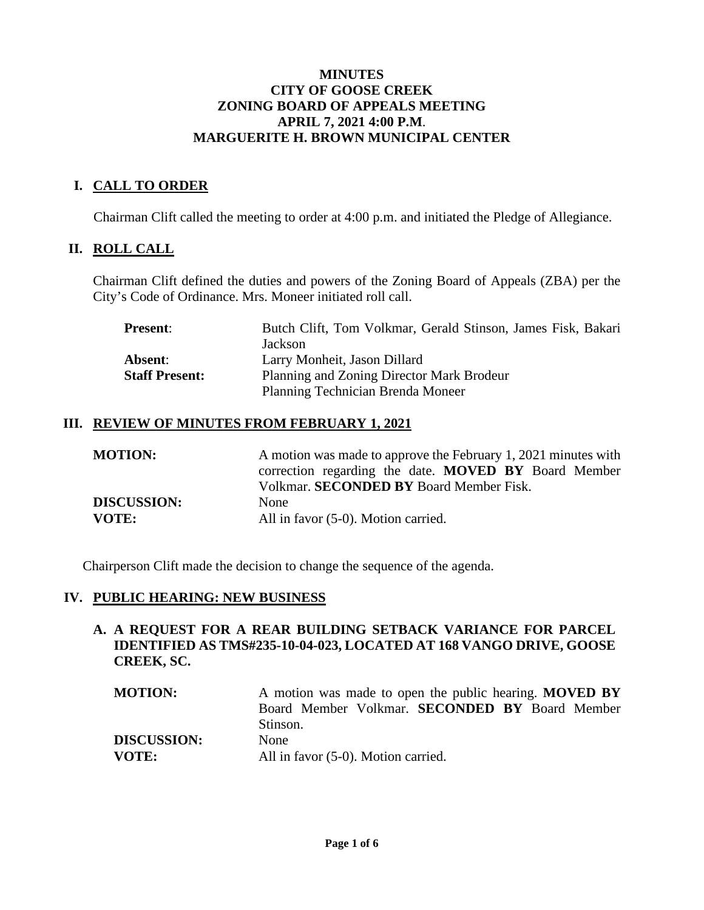# MINUTES
# CITY OF GOOSE CREEK
# ZONING BOARD OF APPEALS MEETING
# APRIL 7, 2021 4:00 P.M.
# MARGUERITE H. BROWN MUNICIPAL CENTER

## I. CALL TO ORDER

Chairman Clift called the meeting to order at 4:00 p.m. and initiated the Pledge of Allegiance.

## II. ROLL CALL

Chairman Clift defined the duties and powers of the Zoning Board of Appeals (ZBA) per the City's Code of Ordinance. Mrs. Moneer initiated roll call.

| | |
|---|---|
| **Present**: | Butch Clift, Tom Volkmar, Gerald Stinson, James Fisk, Bakari Jackson |
| **Absent**: | Larry Monheit, Jason Dillard |
| **Staff Present:** | Planning and Zoning Director Mark Brodeur<br>Planning Technician Brenda Moneer |

## III. REVIEW OF MINUTES FROM FEBRUARY 1, 2021

| | |
|---|---|
| **MOTION:** | A motion was made to approve the February 1, 2021 minutes with correction regarding the date. **MOVED BY** Board Member Volkmar. **SECONDED BY** Board Member Fisk. |
| **DISCUSSION:** | None |
| **VOTE:** | All in favor (5-0). Motion carried. |

Chairperson Clift made the decision to change the sequence of the agenda.

## IV. PUBLIC HEARING: NEW BUSINESS

### A. A REQUEST FOR A REAR BUILDING SETBACK VARIANCE FOR PARCEL IDENTIFIED AS TMS#235-10-04-023, LOCATED AT 168 VANGO DRIVE, GOOSE CREEK, SC.

| | |
|---|---|
| **MOTION:** | A motion was made to open the public hearing. **MOVED BY** Board Member Volkmar. **SECONDED BY** Board Member Stinson. |
| **DISCUSSION:** | None |
| **VOTE:** | All in favor (5-0). Motion carried. |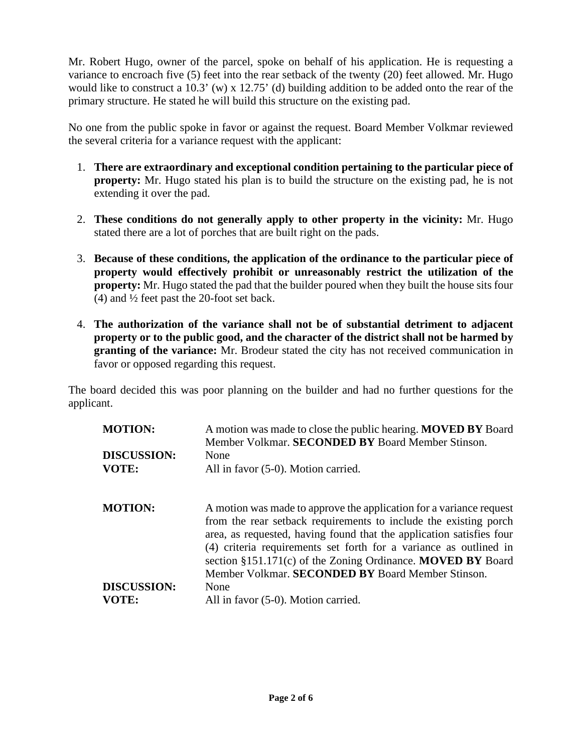Mr. Robert Hugo, owner of the parcel, spoke on behalf of his application. He is requesting a variance to encroach five (5) feet into the rear setback of the twenty (20) feet allowed. Mr. Hugo would like to construct a 10.3’ (w) x 12.75’ (d) building addition to be added onto the rear of the primary structure. He stated he will build this structure on the existing pad.

No one from the public spoke in favor or against the request. Board Member Volkmar reviewed the several criteria for a variance request with the applicant:

1. **There are extraordinary and exceptional condition pertaining to the particular piece of property:** Mr. Hugo stated his plan is to build the structure on the existing pad, he is not extending it over the pad.

2. **These conditions do not generally apply to other property in the vicinity:** Mr. Hugo stated there are a lot of porches that are built right on the pads.

3. **Because of these conditions, the application of the ordinance to the particular piece of property would effectively prohibit or unreasonably restrict the utilization of the property:** Mr. Hugo stated the pad that the builder poured when they built the house sits four (4) and ½ feet past the 20-foot set back.

4. **The authorization of the variance shall not be of substantial detriment to adjacent property or to the public good, and the character of the district shall not be harmed by granting of the variance:** Mr. Brodeur stated the city has not received communication in favor or opposed regarding this request.

The board decided this was poor planning on the builder and had no further questions for the applicant.

| | |
|---|---|
| **MOTION:** | A motion was made to close the public hearing. **MOVED BY** Board Member Volkmar. **SECONDED BY** Board Member Stinson. |
| **DISCUSSION:** | None |
| **VOTE:** | All in favor (5-0). Motion carried. |

| | |
|---|---|
| **MOTION:** | A motion was made to approve the application for a variance request from the rear setback requirements to include the existing porch area, as requested, having found that the application satisfies four (4) criteria requirements set forth for a variance as outlined in section §151.171(c) of the Zoning Ordinance. **MOVED BY** Board Member Volkmar. **SECONDED BY** Board Member Stinson. |
| **DISCUSSION:** | None |
| **VOTE:** | All in favor (5-0). Motion carried. |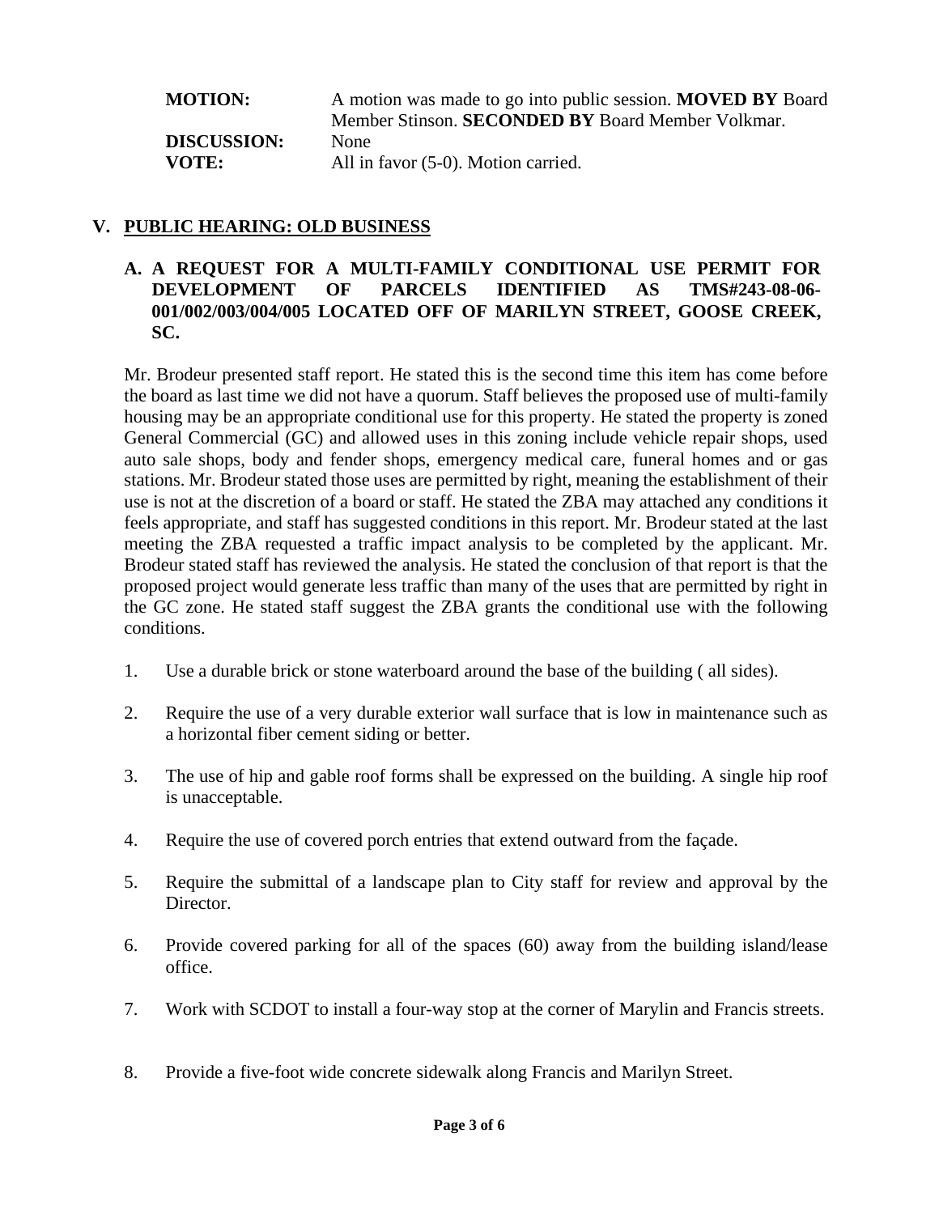**MOTION:** A motion was made to go into public session. **MOVED BY** Board Member Stinson. **SECONDED BY** Board Member Volkmar.
**DISCUSSION:** None
**VOTE:** All in favor (5-0). Motion carried.

## V. PUBLIC HEARING: OLD BUSINESS

### A. A REQUEST FOR A MULTI-FAMILY CONDITIONAL USE PERMIT FOR DEVELOPMENT OF PARCELS IDENTIFIED AS TMS#243-08-06-001/002/003/004/005 LOCATED OFF OF MARILYN STREET, GOOSE CREEK, SC.

Mr. Brodeur presented staff report. He stated this is the second time this item has come before the board as last time we did not have a quorum. Staff believes the proposed use of multi-family housing may be an appropriate conditional use for this property. He stated the property is zoned General Commercial (GC) and allowed uses in this zoning include vehicle repair shops, used auto sale shops, body and fender shops, emergency medical care, funeral homes and or gas stations. Mr. Brodeur stated those uses are permitted by right, meaning the establishment of their use is not at the discretion of a board or staff. He stated the ZBA may attached any conditions it feels appropriate, and staff has suggested conditions in this report. Mr. Brodeur stated at the last meeting the ZBA requested a traffic impact analysis to be completed by the applicant. Mr. Brodeur stated staff has reviewed the analysis. He stated the conclusion of that report is that the proposed project would generate less traffic than many of the uses that are permitted by right in the GC zone. He stated staff suggest the ZBA grants the conditional use with the following conditions.

1. Use a durable brick or stone waterboard around the base of the building ( all sides).
2. Require the use of a very durable exterior wall surface that is low in maintenance such as a horizontal fiber cement siding or better.
3. The use of hip and gable roof forms shall be expressed on the building. A single hip roof is unacceptable.
4. Require the use of covered porch entries that extend outward from the façade.
5. Require the submittal of a landscape plan to City staff for review and approval by the Director.
6. Provide covered parking for all of the spaces (60) away from the building island/lease office.
7. Work with SCDOT to install a four-way stop at the corner of Marylin and Francis streets.
8. Provide a five-foot wide concrete sidewalk along Francis and Marilyn Street.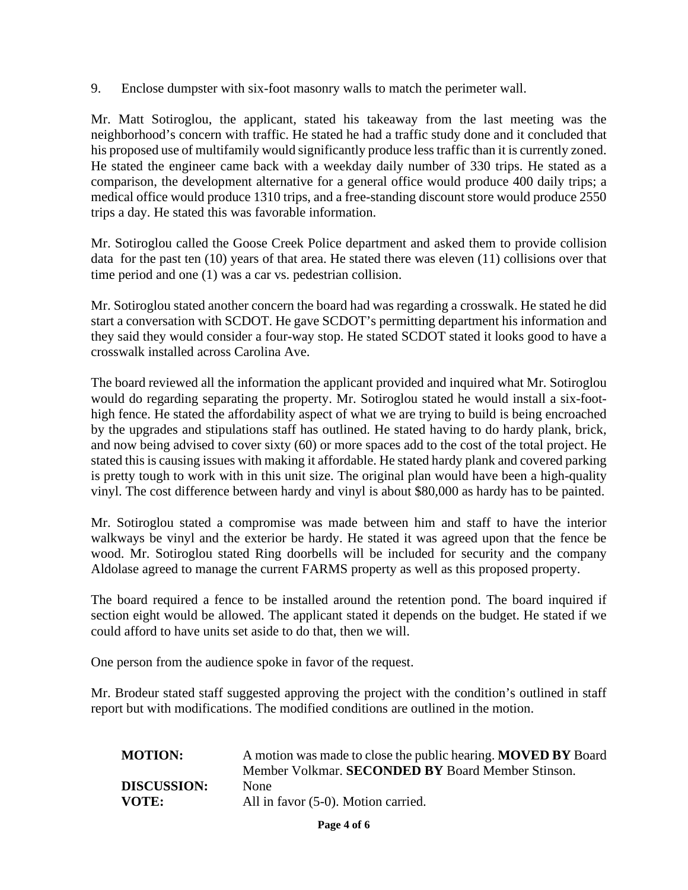9. Enclose dumpster with six-foot masonry walls to match the perimeter wall.

Mr. Matt Sotiroglou, the applicant, stated his takeaway from the last meeting was the neighborhood's concern with traffic. He stated he had a traffic study done and it concluded that his proposed use of multifamily would significantly produce less traffic than it is currently zoned. He stated the engineer came back with a weekday daily number of 330 trips. He stated as a comparison, the development alternative for a general office would produce 400 daily trips; a medical office would produce 1310 trips, and a free-standing discount store would produce 2550 trips a day. He stated this was favorable information.

Mr. Sotiroglou called the Goose Creek Police department and asked them to provide collision data for the past ten (10) years of that area. He stated there was eleven (11) collisions over that time period and one (1) was a car vs. pedestrian collision.

Mr. Sotiroglou stated another concern the board had was regarding a crosswalk. He stated he did start a conversation with SCDOT. He gave SCDOT's permitting department his information and they said they would consider a four-way stop. He stated SCDOT stated it looks good to have a crosswalk installed across Carolina Ave.

The board reviewed all the information the applicant provided and inquired what Mr. Sotiroglou would do regarding separating the property. Mr. Sotiroglou stated he would install a six-foot-high fence. He stated the affordability aspect of what we are trying to build is being encroached by the upgrades and stipulations staff has outlined. He stated having to do hardy plank, brick, and now being advised to cover sixty (60) or more spaces add to the cost of the total project. He stated this is causing issues with making it affordable. He stated hardy plank and covered parking is pretty tough to work with in this unit size. The original plan would have been a high-quality vinyl. The cost difference between hardy and vinyl is about $80,000 as hardy has to be painted.

Mr. Sotiroglou stated a compromise was made between him and staff to have the interior walkways be vinyl and the exterior be hardy. He stated it was agreed upon that the fence be wood. Mr. Sotiroglou stated Ring doorbells will be included for security and the company Aldolase agreed to manage the current FARMS property as well as this proposed property.

The board required a fence to be installed around the retention pond. The board inquired if section eight would be allowed. The applicant stated it depends on the budget. He stated if we could afford to have units set aside to do that, then we will.

One person from the audience spoke in favor of the request.

Mr. Brodeur stated staff suggested approving the project with the condition's outlined in staff report but with modifications. The modified conditions are outlined in the motion.

| | |
|---|---|
| **MOTION:** | A motion was made to close the public hearing. **MOVED BY** Board Member Volkmar. **SECONDED BY** Board Member Stinson. |
| **DISCUSSION:** | None |
| **VOTE:** | All in favor (5-0). Motion carried. |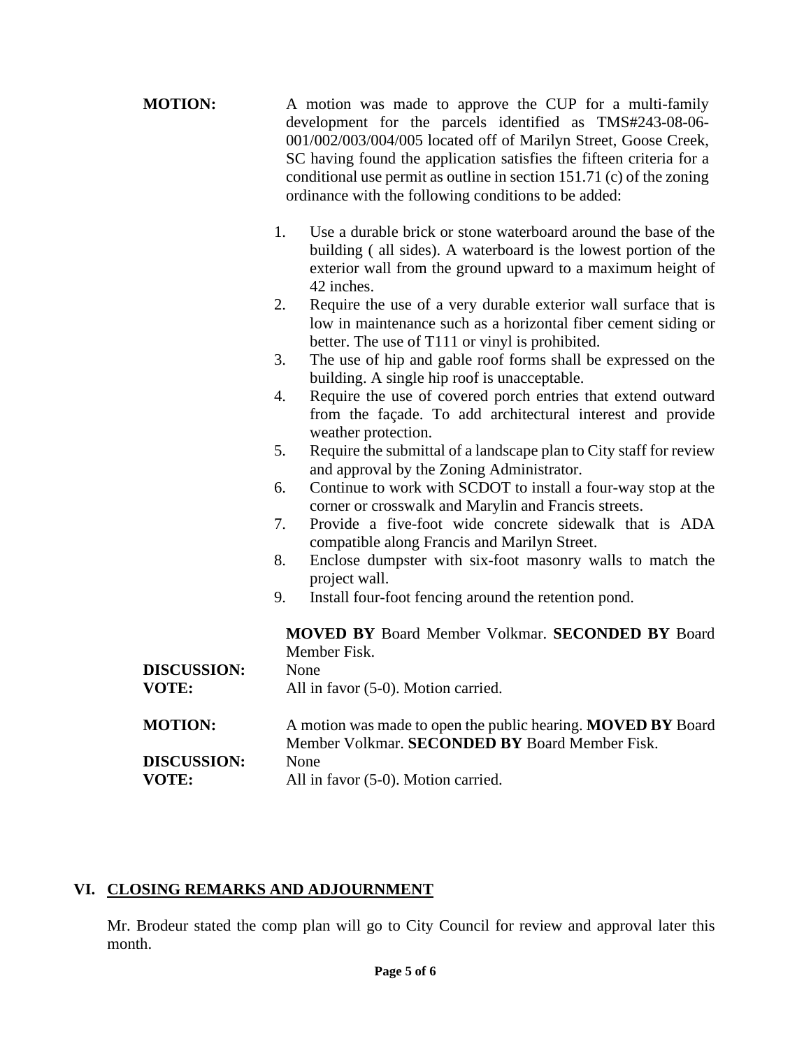**MOTION:** A motion was made to approve the CUP for a multi-family development for the parcels identified as TMS#243-08-06-001/002/003/004/005 located off of Marilyn Street, Goose Creek, SC having found the application satisfies the fifteen criteria for a conditional use permit as outline in section 151.71 (c) of the zoning ordinance with the following conditions to be added:

1. Use a durable brick or stone waterboard around the base of the building ( all sides). A waterboard is the lowest portion of the exterior wall from the ground upward to a maximum height of 42 inches.
2. Require the use of a very durable exterior wall surface that is low in maintenance such as a horizontal fiber cement siding or better. The use of T111 or vinyl is prohibited.
3. The use of hip and gable roof forms shall be expressed on the building. A single hip roof is unacceptable.
4. Require the use of covered porch entries that extend outward from the façade. To add architectural interest and provide weather protection.
5. Require the submittal of a landscape plan to City staff for review and approval by the Zoning Administrator.
6. Continue to work with SCDOT to install a four-way stop at the corner or crosswalk and Marylin and Francis streets.
7. Provide a five-foot wide concrete sidewalk that is ADA compatible along Francis and Marilyn Street.
8. Enclose dumpster with six-foot masonry walls to match the project wall.
9. Install four-foot fencing around the retention pond.

**MOVED BY** Board Member Volkmar. **SECONDED BY** Board Member Fisk.

**DISCUSSION:** None

**VOTE:** All in favor (5-0). Motion carried.

**MOTION:** A motion was made to open the public hearing. **MOVED BY** Board Member Volkmar. **SECONDED BY** Board Member Fisk.

**DISCUSSION:** None

**VOTE:** All in favor (5-0). Motion carried.

## VI. CLOSING REMARKS AND ADJOURNMENT

Mr. Brodeur stated the comp plan will go to City Council for review and approval later this month.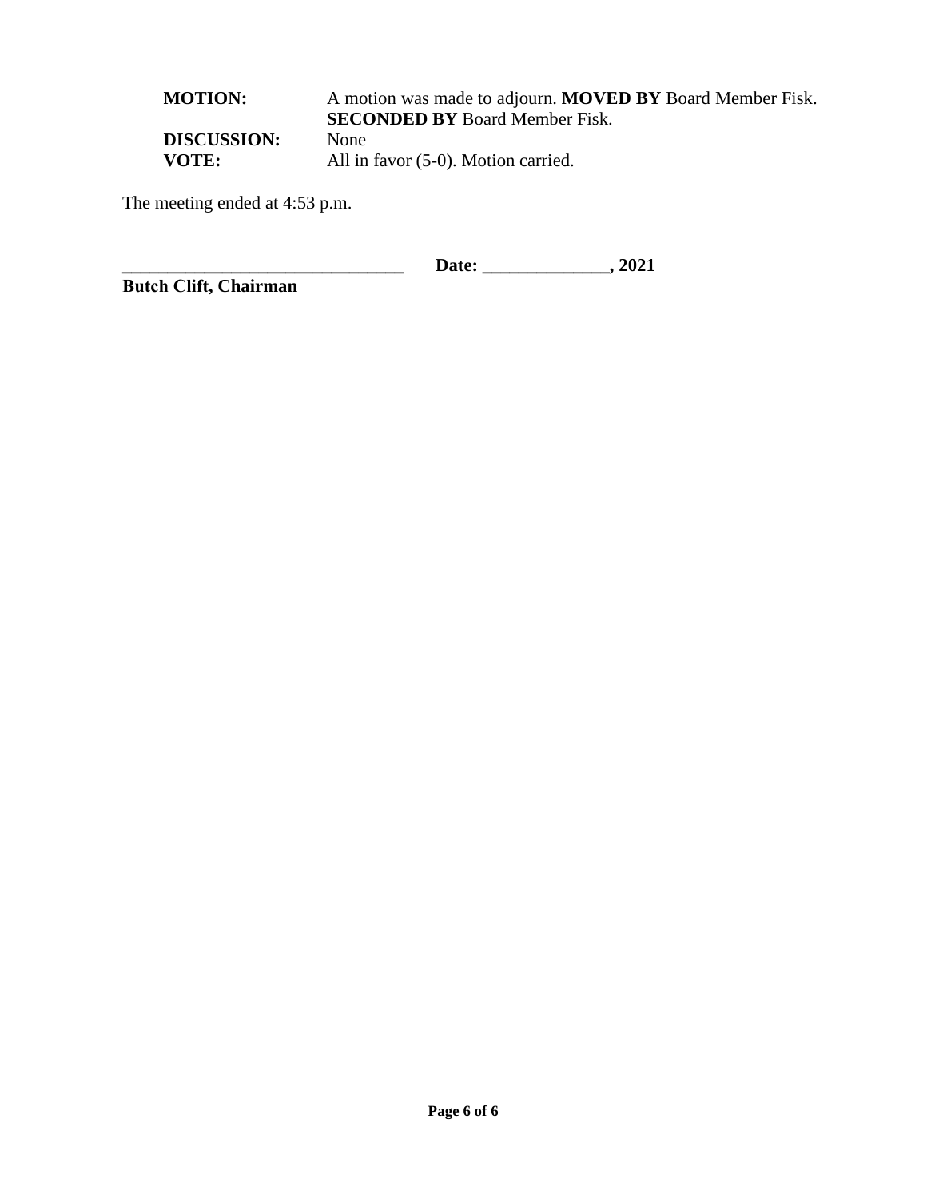**MOTION:** A motion was made to adjourn. **MOVED BY** Board Member Fisk. **SECONDED BY** Board Member Fisk.

**DISCUSSION:** None

**VOTE:** All in favor (5-0). Motion carried.

The meeting ended at 4:53 p.m.

**_______________________________ Date: ______________, 2021**

**Butch Clift, Chairman**